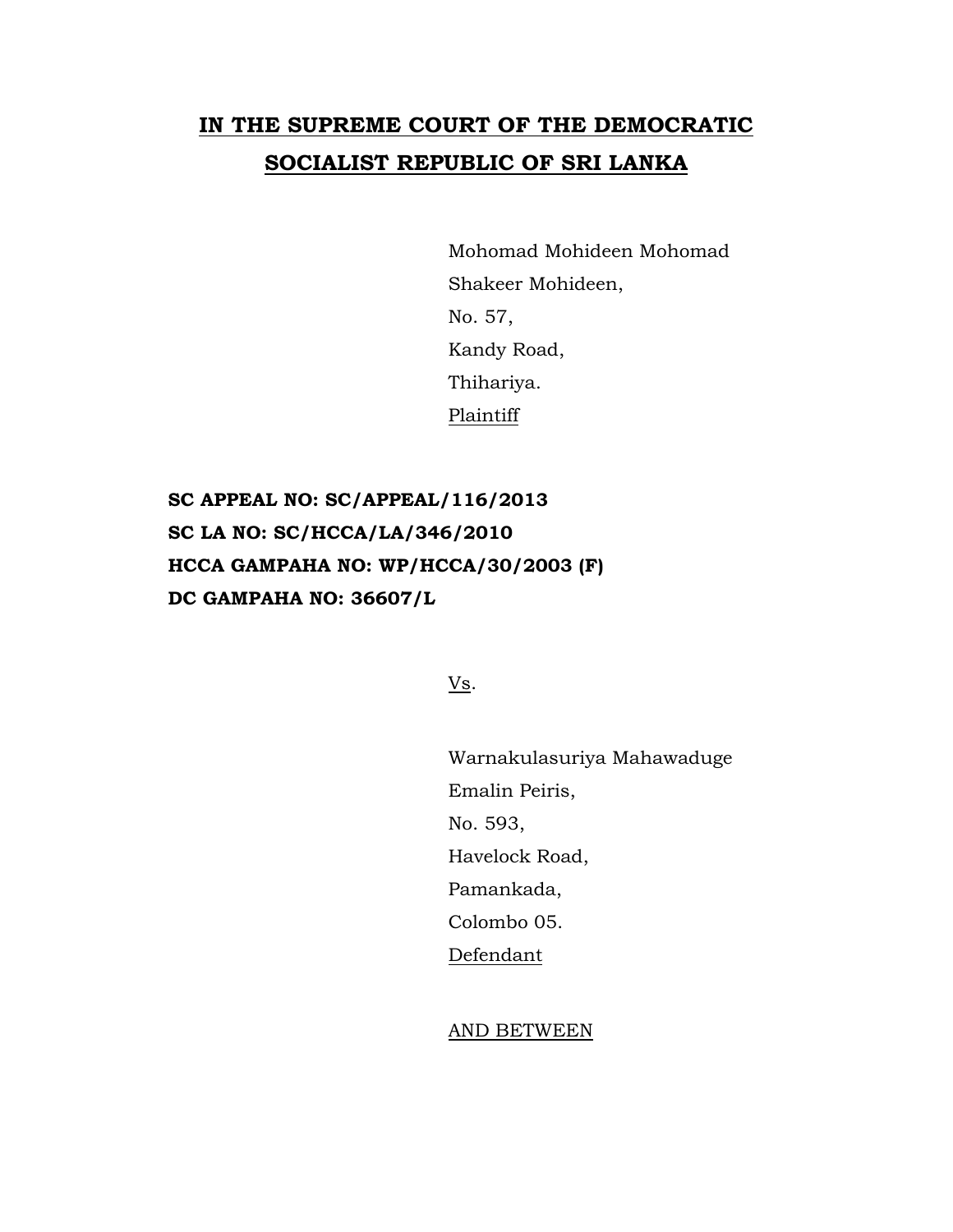# IN THE SUPREME COURT OF THE DEMOCRATIC SOCIALIST REPUBLIC OF SRI LANKA

Mohomad Mohideen Mohomad
Shakeer Mohideen,
No. 57,
Kandy Road,
Thihariya.
Plaintiff

**SC APPEAL NO: SC/APPEAL/116/2013**
**SC LA NO: SC/HCCA/LA/346/2010**
**HCCA GAMPAHA NO: WP/HCCA/30/2003 (F)**
**DC GAMPAHA NO: 36607/L**

Vs.

Warnakulasuriya Mahawaduge
Emalin Peiris,
No. 593,
Havelock Road,
Pamankada,
Colombo 05.
Defendant

AND BETWEEN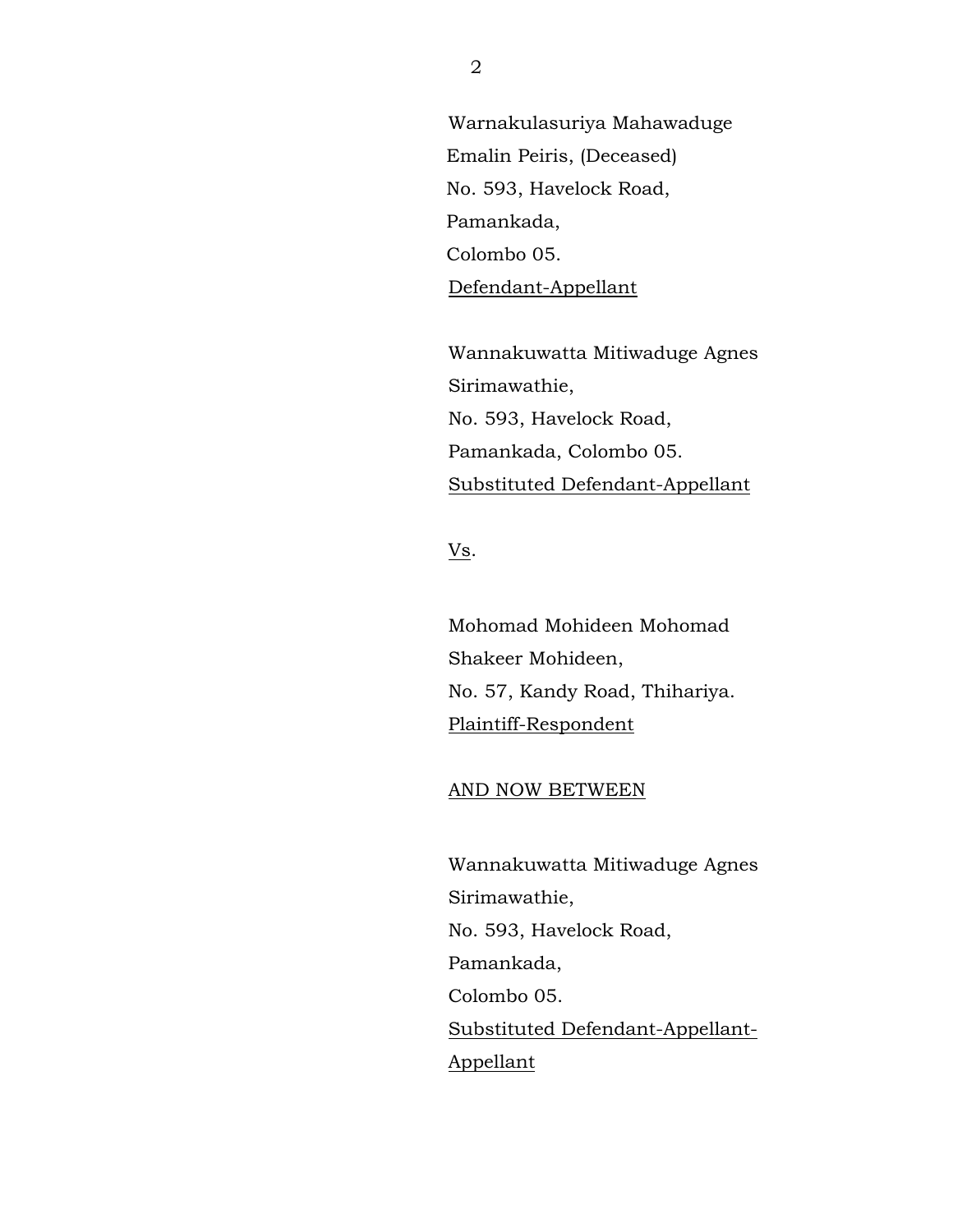Warnakulasuriya Mahawaduge
Emalin Peiris, (Deceased)
No. 593, Havelock Road,
Pamankada,
Colombo 05.
<u>Defendant-Appellant</u>

Wannakuwatta Mitiwaduge Agnes
Sirimawathie,
No. 593, Havelock Road,
Pamankada, Colombo 05.
<u>Substituted Defendant-Appellant</u>

<u>Vs</u>.

Mohomad Mohideen Mohomad
Shakeer Mohideen,
No. 57, Kandy Road, Thihariya.
<u>Plaintiff-Respondent</u>

<u>AND NOW BETWEEN</u>

Wannakuwatta Mitiwaduge Agnes
Sirimawathie,
No. 593, Havelock Road,
Pamankada,
Colombo 05.
<u>Substituted Defendant-Appellant-Appellant</u>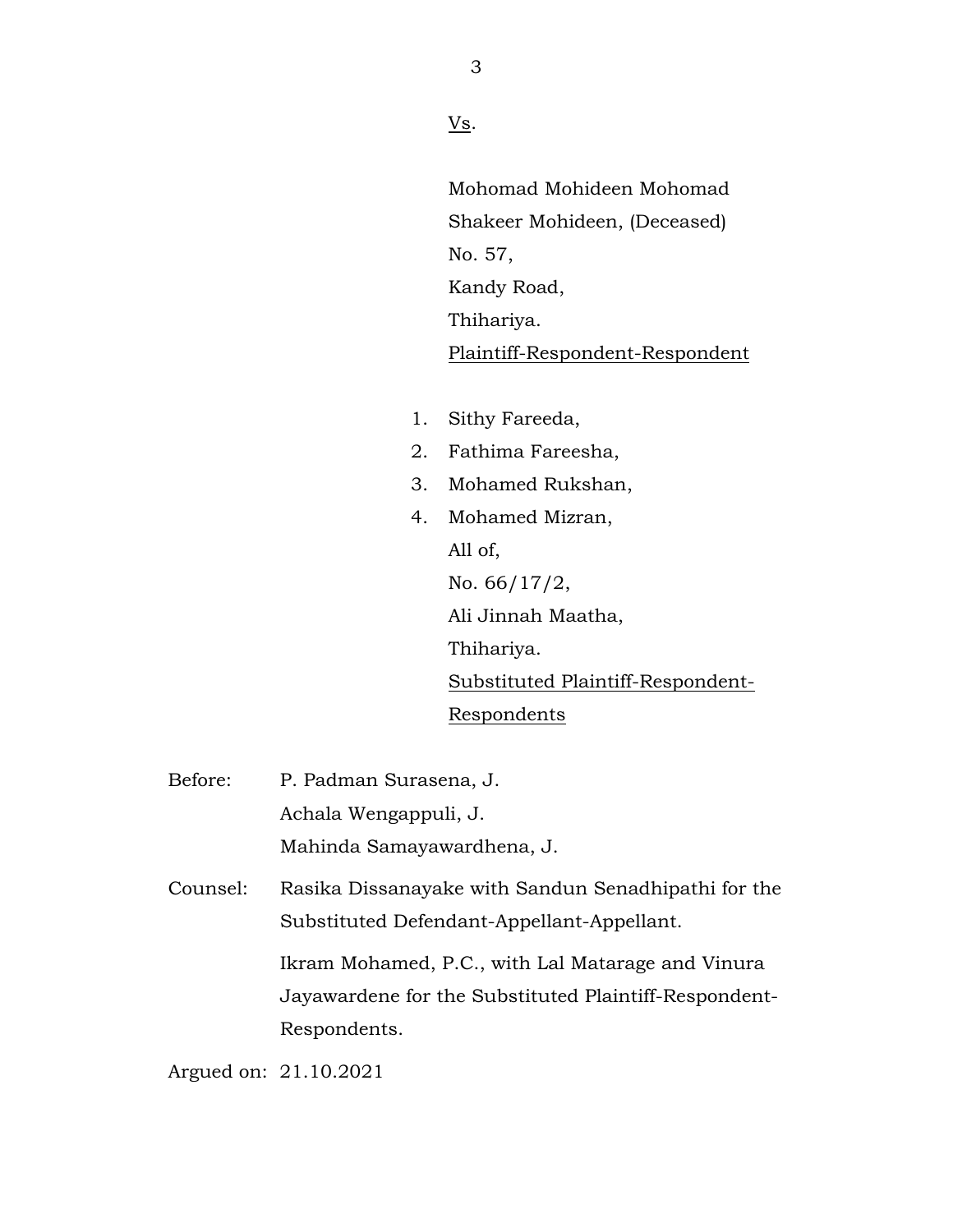Vs.

Mohomad Mohideen Mohomad
Shakeer Mohideen, (Deceased)
No. 57,
Kandy Road,
Thihariya.
Plaintiff-Respondent-Respondent

1. Sithy Fareeda,
2. Fathima Fareesha,
3. Mohamed Rukshan,
4. Mohamed Mizran,

All of,
No. 66/17/2,
Ali Jinnah Maatha,
Thihariya.
Substituted Plaintiff-Respondent-Respondents

Before: P. Padman Surasena, J.
Achala Wengappuli, J.
Mahinda Samayawardhena, J.

Counsel: Rasika Dissanayake with Sandun Senadhipathi for the Substituted Defendant-Appellant-Appellant.

Ikram Mohamed, P.C., with Lal Matarage and Vinura Jayawardene for the Substituted Plaintiff-Respondent-Respondents.

Argued on: 21.10.2021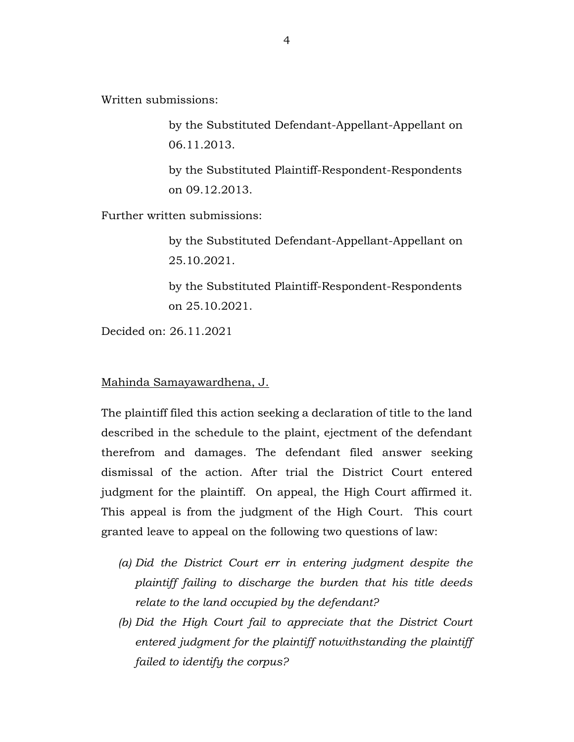Written submissions:

by the Substituted Defendant-Appellant-Appellant on 06.11.2013.

by the Substituted Plaintiff-Respondent-Respondents on 09.12.2013.

Further written submissions:

by the Substituted Defendant-Appellant-Appellant on 25.10.2021.

by the Substituted Plaintiff-Respondent-Respondents on 25.10.2021.

Decided on: 26.11.2021

Mahinda Samayawardhena, J.

The plaintiff filed this action seeking a declaration of title to the land described in the schedule to the plaint, ejectment of the defendant therefrom and damages. The defendant filed answer seeking dismissal of the action. After trial the District Court entered judgment for the plaintiff. On appeal, the High Court affirmed it. This appeal is from the judgment of the High Court. This court granted leave to appeal on the following two questions of law:

(a) *Did the District Court err in entering judgment despite the plaintiff failing to discharge the burden that his title deeds relate to the land occupied by the defendant?*

(b) *Did the High Court fail to appreciate that the District Court entered judgment for the plaintiff notwithstanding the plaintiff failed to identify the corpus?*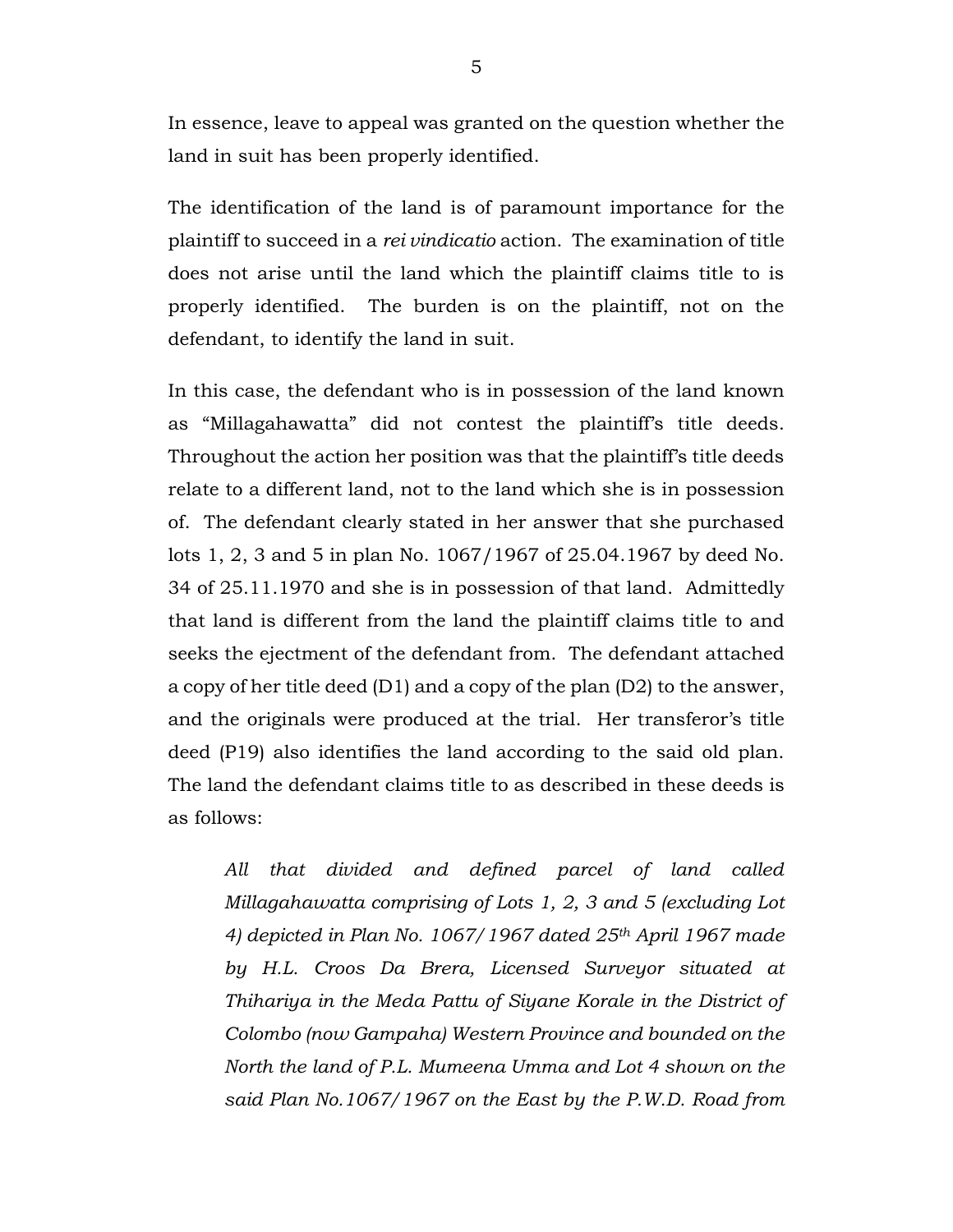In essence, leave to appeal was granted on the question whether the land in suit has been properly identified.

The identification of the land is of paramount importance for the plaintiff to succeed in a *rei vindicatio* action. The examination of title does not arise until the land which the plaintiff claims title to is properly identified. The burden is on the plaintiff, not on the defendant, to identify the land in suit.

In this case, the defendant who is in possession of the land known as "Millagahawatta" did not contest the plaintiff's title deeds. Throughout the action her position was that the plaintiff's title deeds relate to a different land, not to the land which she is in possession of. The defendant clearly stated in her answer that she purchased lots 1, 2, 3 and 5 in plan No. 1067/1967 of 25.04.1967 by deed No. 34 of 25.11.1970 and she is in possession of that land. Admittedly that land is different from the land the plaintiff claims title to and seeks the ejectment of the defendant from. The defendant attached a copy of her title deed (D1) and a copy of the plan (D2) to the answer, and the originals were produced at the trial. Her transferor's title deed (P19) also identifies the land according to the said old plan. The land the defendant claims title to as described in these deeds is as follows:

> *All that divided and defined parcel of land called Millagahawatta comprising of Lots 1, 2, 3 and 5 (excluding Lot 4) depicted in Plan No. 1067/1967 dated 25th April 1967 made by H.L. Croos Da Brera, Licensed Surveyor situated at Thihariya in the Meda Pattu of Siyane Korale in the District of Colombo (now Gampaha) Western Province and bounded on the North the land of P.L. Mumeena Umma and Lot 4 shown on the said Plan No.1067/1967 on the East by the P.W.D. Road from*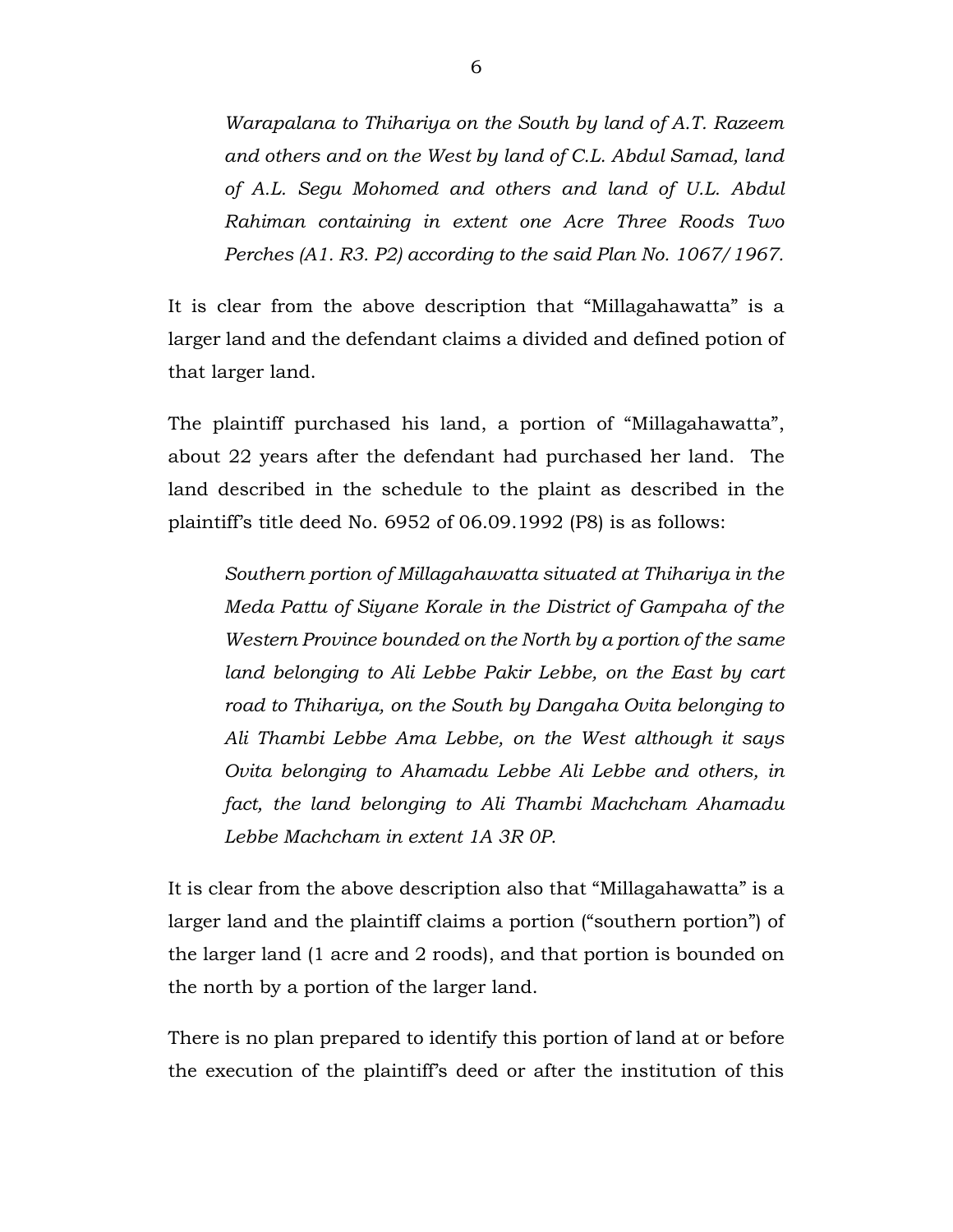*Warapalana to Thihariya on the South by land of A.T. Razeem and others and on the West by land of C.L. Abdul Samad, land of A.L. Segu Mohomed and others and land of U.L. Abdul Rahiman containing in extent one Acre Three Roods Two Perches (A1. R3. P2) according to the said Plan No. 1067/1967.*

It is clear from the above description that "Millagahawatta" is a larger land and the defendant claims a divided and defined potion of that larger land.

The plaintiff purchased his land, a portion of "Millagahawatta", about 22 years after the defendant had purchased her land. The land described in the schedule to the plaint as described in the plaintiff's title deed No. 6952 of 06.09.1992 (P8) is as follows:

*Southern portion of Millagahawatta situated at Thihariya in the Meda Pattu of Siyane Korale in the District of Gampaha of the Western Province bounded on the North by a portion of the same land belonging to Ali Lebbe Pakir Lebbe, on the East by cart road to Thihariya, on the South by Dangaha Ovita belonging to Ali Thambi Lebbe Ama Lebbe, on the West although it says Ovita belonging to Ahamadu Lebbe Ali Lebbe and others, in fact, the land belonging to Ali Thambi Machcham Ahamadu Lebbe Machcham in extent 1A 3R 0P.*

It is clear from the above description also that "Millagahawatta" is a larger land and the plaintiff claims a portion ("southern portion") of the larger land (1 acre and 2 roods), and that portion is bounded on the north by a portion of the larger land.

There is no plan prepared to identify this portion of land at or before the execution of the plaintiff's deed or after the institution of this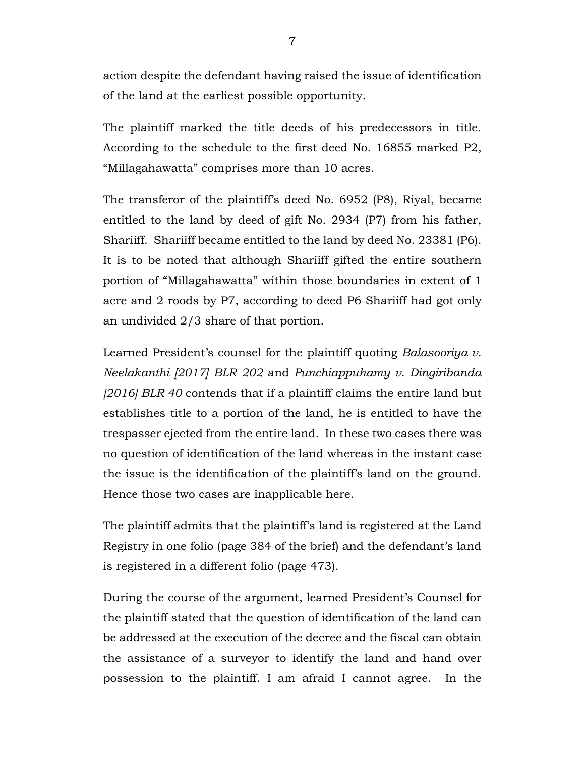action despite the defendant having raised the issue of identification of the land at the earliest possible opportunity.

The plaintiff marked the title deeds of his predecessors in title. According to the schedule to the first deed No. 16855 marked P2, "Millagahawatta" comprises more than 10 acres.

The transferor of the plaintiff's deed No. 6952 (P8), Riyal, became entitled to the land by deed of gift No. 2934 (P7) from his father, Shariiff. Shariiff became entitled to the land by deed No. 23381 (P6). It is to be noted that although Shariiff gifted the entire southern portion of "Millagahawatta" within those boundaries in extent of 1 acre and 2 roods by P7, according to deed P6 Shariiff had got only an undivided 2/3 share of that portion.

Learned President's counsel for the plaintiff quoting *Balasooriya v. Neelakanthi [2017] BLR 202* and *Punchiappuhamy v. Dingiribanda [2016] BLR 40* contends that if a plaintiff claims the entire land but establishes title to a portion of the land, he is entitled to have the trespasser ejected from the entire land. In these two cases there was no question of identification of the land whereas in the instant case the issue is the identification of the plaintiff's land on the ground. Hence those two cases are inapplicable here.

The plaintiff admits that the plaintiff's land is registered at the Land Registry in one folio (page 384 of the brief) and the defendant's land is registered in a different folio (page 473).

During the course of the argument, learned President's Counsel for the plaintiff stated that the question of identification of the land can be addressed at the execution of the decree and the fiscal can obtain the assistance of a surveyor to identify the land and hand over possession to the plaintiff. I am afraid I cannot agree. In the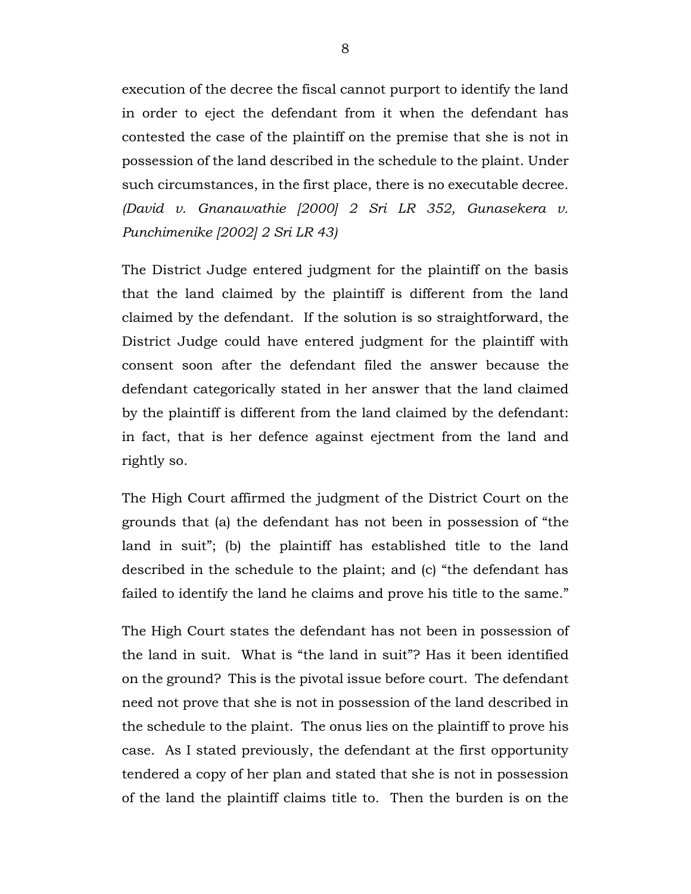execution of the decree the fiscal cannot purport to identify the land in order to eject the defendant from it when the defendant has contested the case of the plaintiff on the premise that she is not in possession of the land described in the schedule to the plaint. Under such circumstances, in the first place, there is no executable decree. *(David v. Gnanawathie [2000] 2 Sri LR 352, Gunasekera v. Punchimenike [2002] 2 Sri LR 43)*

The District Judge entered judgment for the plaintiff on the basis that the land claimed by the plaintiff is different from the land claimed by the defendant. If the solution is so straightforward, the District Judge could have entered judgment for the plaintiff with consent soon after the defendant filed the answer because the defendant categorically stated in her answer that the land claimed by the plaintiff is different from the land claimed by the defendant: in fact, that is her defence against ejectment from the land and rightly so.

The High Court affirmed the judgment of the District Court on the grounds that (a) the defendant has not been in possession of "the land in suit"; (b) the plaintiff has established title to the land described in the schedule to the plaint; and (c) "the defendant has failed to identify the land he claims and prove his title to the same."

The High Court states the defendant has not been in possession of the land in suit. What is "the land in suit"? Has it been identified on the ground? This is the pivotal issue before court. The defendant need not prove that she is not in possession of the land described in the schedule to the plaint. The onus lies on the plaintiff to prove his case. As I stated previously, the defendant at the first opportunity tendered a copy of her plan and stated that she is not in possession of the land the plaintiff claims title to. Then the burden is on the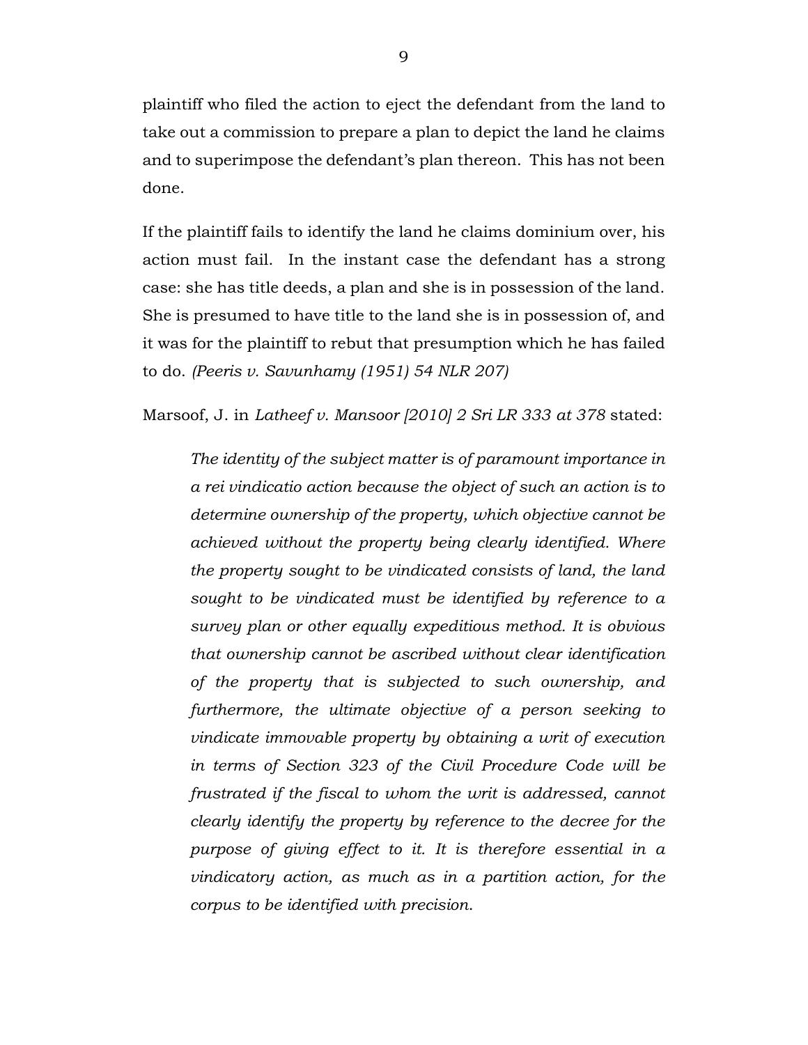plaintiff who filed the action to eject the defendant from the land to take out a commission to prepare a plan to depict the land he claims and to superimpose the defendant's plan thereon. This has not been done.

If the plaintiff fails to identify the land he claims dominium over, his action must fail. In the instant case the defendant has a strong case: she has title deeds, a plan and she is in possession of the land. She is presumed to have title to the land she is in possession of, and it was for the plaintiff to rebut that presumption which he has failed to do. *(Peeris v. Savunhamy (1951) 54 NLR 207)*

Marsoof, J. in *Latheef v. Mansoor [2010] 2 Sri LR 333 at 378* stated:

> *The identity of the subject matter is of paramount importance in a rei vindicatio action because the object of such an action is to determine ownership of the property, which objective cannot be achieved without the property being clearly identified. Where the property sought to be vindicated consists of land, the land sought to be vindicated must be identified by reference to a survey plan or other equally expeditious method. It is obvious that ownership cannot be ascribed without clear identification of the property that is subjected to such ownership, and furthermore, the ultimate objective of a person seeking to vindicate immovable property by obtaining a writ of execution in terms of Section 323 of the Civil Procedure Code will be frustrated if the fiscal to whom the writ is addressed, cannot clearly identify the property by reference to the decree for the purpose of giving effect to it. It is therefore essential in a vindicatory action, as much as in a partition action, for the corpus to be identified with precision.*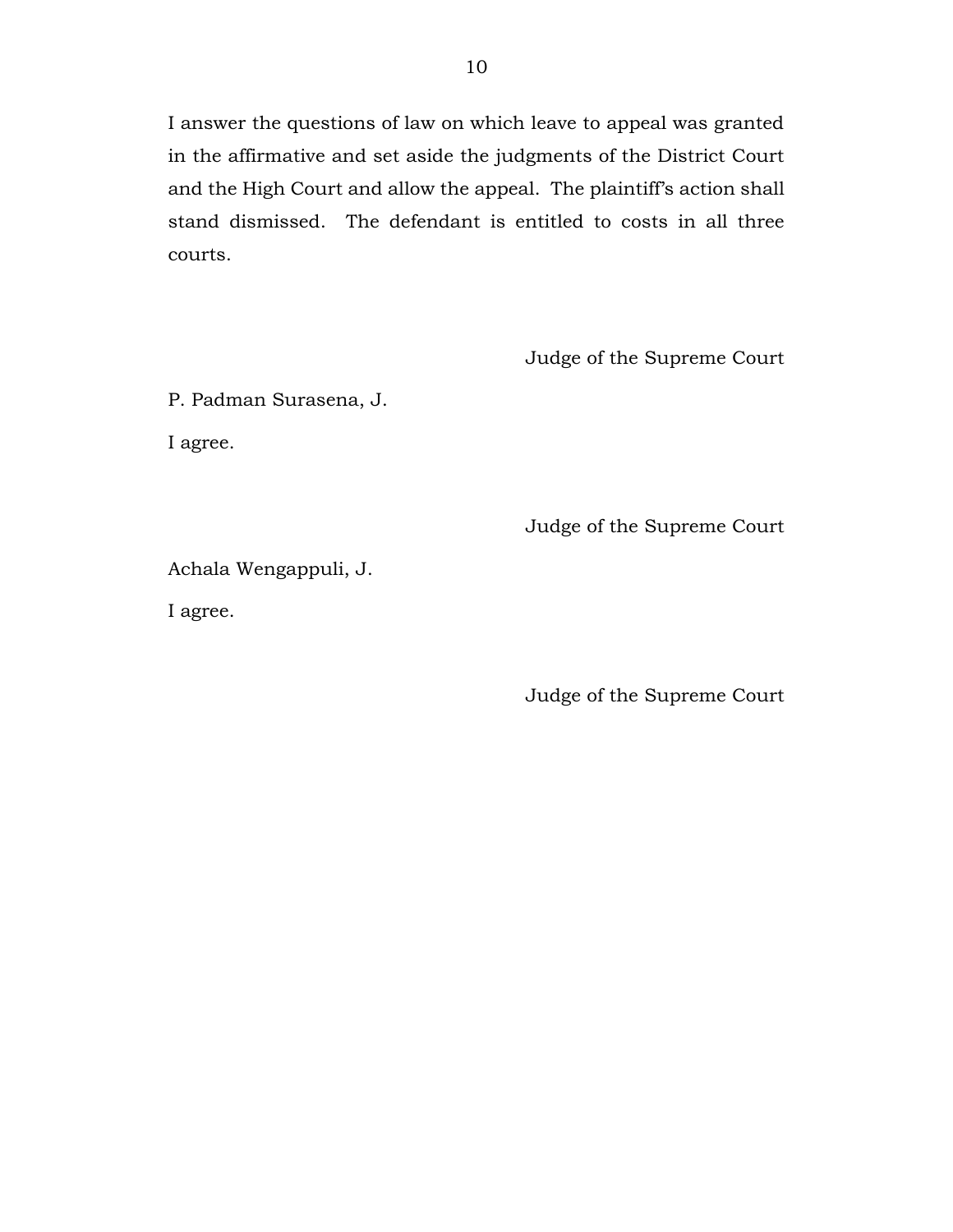I answer the questions of law on which leave to appeal was granted in the affirmative and set aside the judgments of the District Court and the High Court and allow the appeal. The plaintiff's action shall stand dismissed. The defendant is entitled to costs in all three courts.

Judge of the Supreme Court

P. Padman Surasena, J.

I agree.

Judge of the Supreme Court

Achala Wengappuli, J.

I agree.

Judge of the Supreme Court